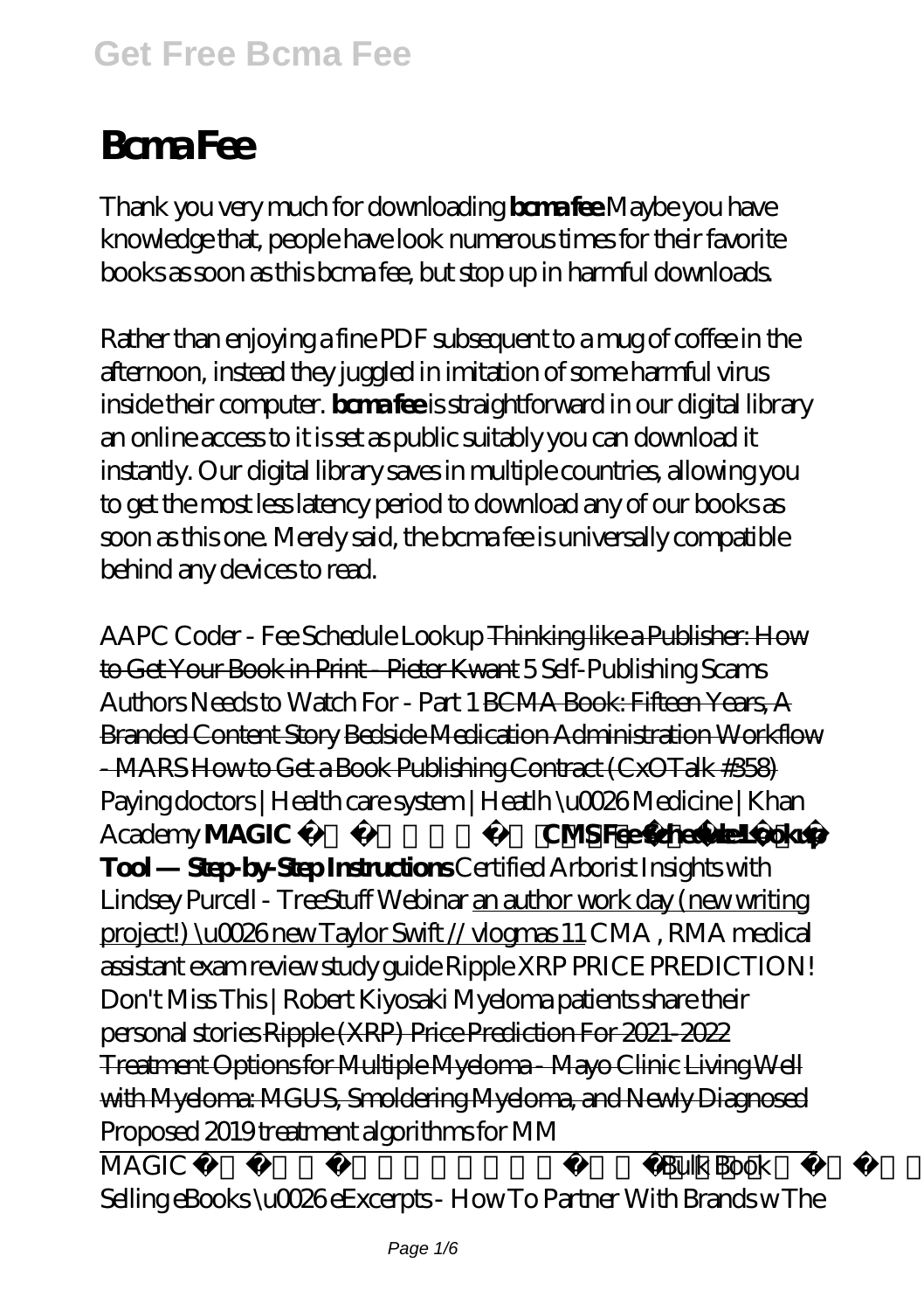# Bcma Fee

Thank you very much for downloading **bcma fee**. Maybe you have knowledge that, people have look numerous times for their favorite books as soon as this bcma fee, but stop up in harmful downloads.

Rather than enjoying a fine PDF subsequent to a mug of coffee in the afternoon, instead they juggled in imitation of some harmful virus inside their computer. **bcma fee** is straightforward in our digital library an online access to it is set as public suitably you can download it instantly. Our digital library saves in multiple countries, allowing you to get the most less latency period to download any of our books as soon as this one. Merely said, the bcma fee is universally compatible behind any devices to read.

*AAPC Coder - Fee Schedule Lookup* Thinking like a Publisher: How to Get Your Book in Print - Pieter Kwant *5 Self-Publishing Scams Authors Needs to Watch For - Part 1* BCMA Book: Fifteen Years, A Branded Content Story Bedside Medication Administration Workflow - MARS How to Get a Book Publishing Contract (CxOTalk #358) *Paying doctors | Health care system | Heatlh \u0026 Medicine | Khan Academy* **MAGIC** **CMS Fee Schedule Lookup Tool — Step-by-Step Instructions** *Certified Arborist Insights with Lindsey Purcell - TreeStuff Webinar* an author work day (new writing project!) \u0026 new Taylor Swift // vlogmas 11 *CMA , RMA medical assistant exam review study guide Ripple XRP PRICE PREDICTION! Don't Miss This | Robert Kiyosaki Myeloma patients share their personal stories* Ripple (XRP) Price Prediction For 2021-2022 Treatment Options for Multiple Myeloma - Mayo Clinic Living Well with Myeloma: MGUS, Smoldering Myeloma, and Newly Diagnosed *Proposed 2019 treatment algorithms for MM*

MAGIC *Bulk Book Selling eBooks \u0026 eExcerpts - How To Partner With Brands w The*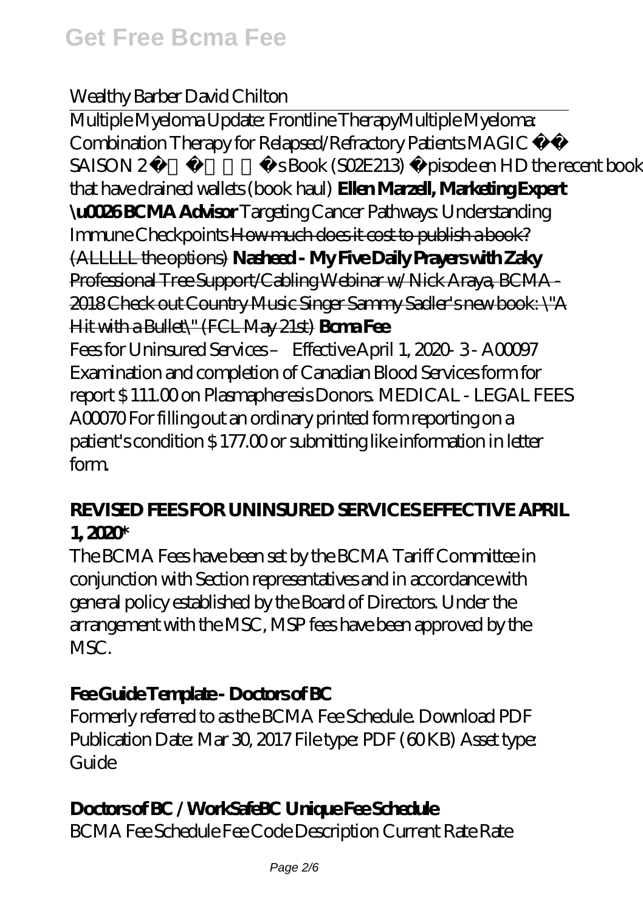*Wealthy Barber David Chilton*

---

*Multiple Myeloma Update: Frontline Therapy* *Multiple Myeloma: Combination Therapy for Relapsed/Refractory Patients* *MAGIC SAISON 2 ✨ 's Book (S02E213) Épisode en HD* *the recent books that have drained wallets (book haul)* **Ellen Marzell, Marketing Expert \u0026 BCMA Advisor** *Targeting Cancer Pathways: Understanding Immune Checkpoints* ~~How much does it cost to publish a book? (ALLLLL the options)~~ **Nasheed - My Five Daily Prayers with Zaky** ~~Professional Tree Support/Cabling Webinar w/ Nick Araya, BCMA - 2018~~ ~~Check out Country Music Singer Sammy Sadler's new book: \"A Hit with a Bullet\" (FCL May 21st)~~ **Bcma Fee**

Fees for Uninsured Services – Effective April 1, 2020- 3 - A00097 Examination and completion of Canadian Blood Services form for report $ 111.00 on Plasmapheresis Donors. MEDICAL - LEGAL FEES A00070 For filling out an ordinary printed form reporting on a patient's condition $ 177.00 or submitting like information in letter form.

### REVISED FEES FOR UNINSURED SERVICES EFFECTIVE APRIL 1, 2020*

The BCMA Fees have been set by the BCMA Tariff Committee in conjunction with Section representatives and in accordance with general policy established by the Board of Directors. Under the arrangement with the MSC, MSP fees have been approved by the MSC.

### Fee Guide Template - Doctors of BC

Formerly referred to as the BCMA Fee Schedule. Download PDF Publication Date: Mar 30, 2017 File type: PDF (60 KB) Asset type: Guide

### Doctors of BC / WorkSafeBC Unique Fee Schedule

BCMA Fee Schedule Fee Code Description Current Rate Rate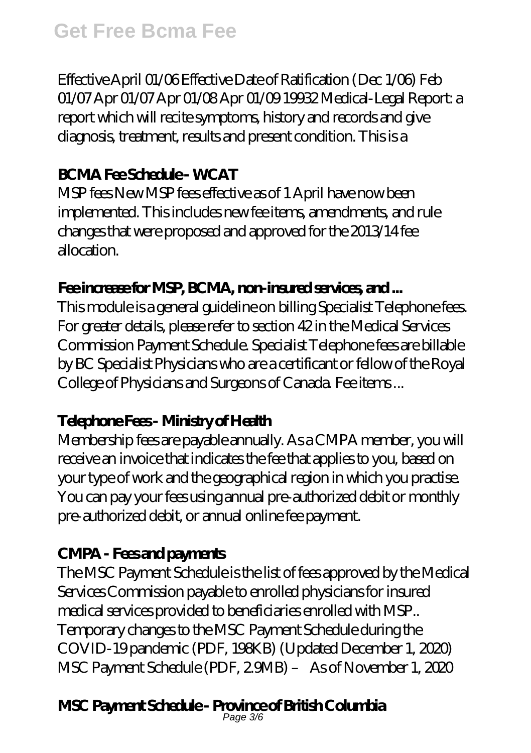Effective April 01/06 Effective Date of Ratification (Dec 1/06) Feb 01/07 Apr 01/07 Apr 01/08 Apr 01/09 19932 Medical-Legal Report: a report which will recite symptoms, history and records and give diagnosis, treatment, results and present condition. This is a

### BCMA Fee Schedule - WCAT

MSP fees New MSP fees effective as of 1 April have now been implemented. This includes new fee items, amendments, and rule changes that were proposed and approved for the 2013/14 fee allocation.

### Fee increase for MSP, BCMA, non-insured services, and ...

This module is a general guideline on billing Specialist Telephone fees. For greater details, please refer to section 42 in the Medical Services Commission Payment Schedule. Specialist Telephone fees are billable by BC Specialist Physicians who are a certificant or fellow of the Royal College of Physicians and Surgeons of Canada. Fee items ...

### Telephone Fees - Ministry of Health

Membership fees are payable annually. As a CMPA member, you will receive an invoice that indicates the fee that applies to you, based on your type of work and the geographical region in which you practise. You can pay your fees using annual pre-authorized debit or monthly pre-authorized debit, or annual online fee payment.

### CMPA - Fees and payments

The MSC Payment Schedule is the list of fees approved by the Medical Services Commission payable to enrolled physicians for insured medical services provided to beneficiaries enrolled with MSP.. Temporary changes to the MSC Payment Schedule during the COVID-19 pandemic (PDF, 198KB) (Updated December 1, 2020) MSC Payment Schedule (PDF, 2.9MB) – As of November 1, 2020

### MSC Payment Schedule - Province of British Columbia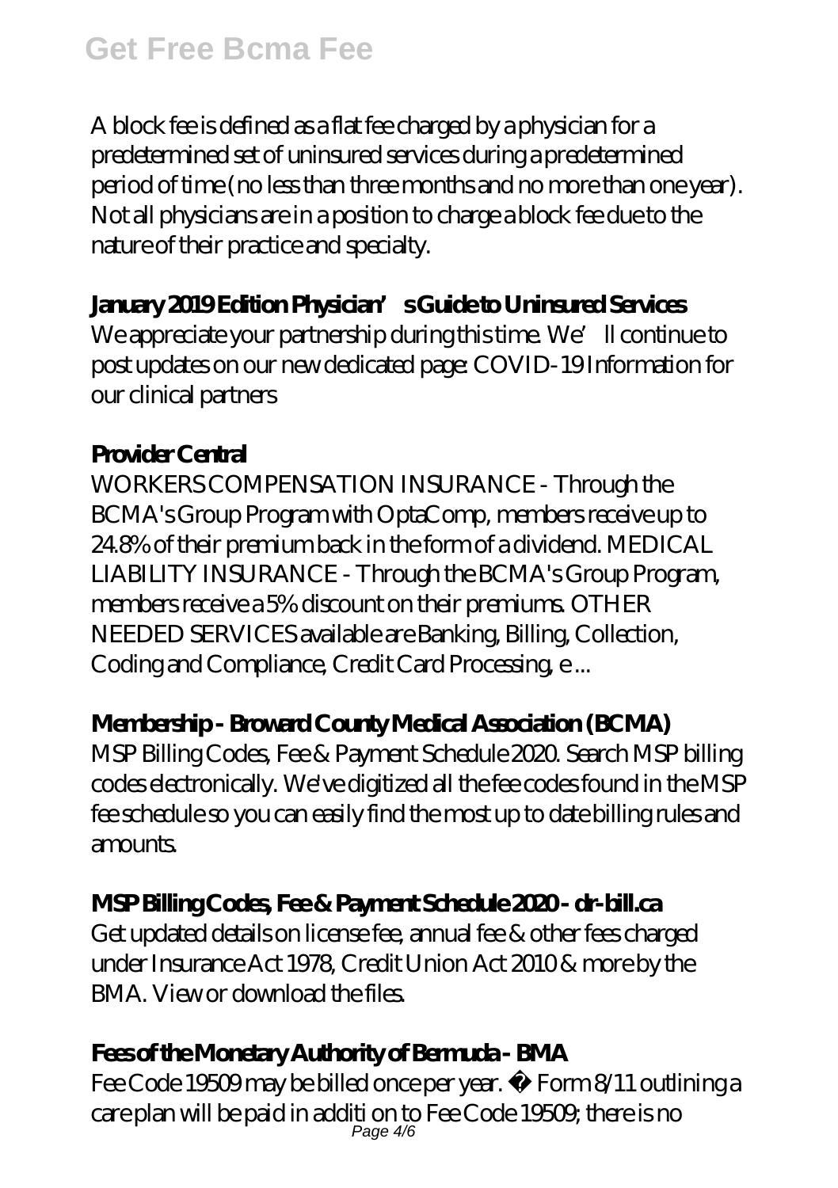A block fee is defined as a flat fee charged by a physician for a predetermined set of uninsured services during a predetermined period of time (no less than three months and no more than one year). Not all physicians are in a position to charge a block fee due to the nature of their practice and specialty.

### January 2019 Edition Physician's Guide to Uninsured Services

We appreciate your partnership during this time. We'll continue to post updates on our new dedicated page: COVID-19 Information for our clinical partners

### Provider Central

WORKERS COMPENSATION INSURANCE - Through the BCMA's Group Program with OptaComp, members receive up to 24.8% of their premium back in the form of a dividend. MEDICAL LIABILITY INSURANCE - Through the BCMA's Group Program, members receive a 5% discount on their premiums. OTHER NEEDED SERVICES available are Banking, Billing, Collection, Coding and Compliance, Credit Card Processing, e ...

### Membership - Broward County Medical Association (BCMA)

MSP Billing Codes, Fee & Payment Schedule 2020. Search MSP billing codes electronically. We've digitized all the fee codes found in the MSP fee schedule so you can easily find the most up to date billing rules and amounts.

### MSP Billing Codes, Fee & Payment Schedule 2020 - dr-bill.ca

Get updated details on license fee, annual fee & other fees charged under Insurance Act 1978, Credit Union Act 2010 & more by the BMA. View or download the files.

### Fees of the Monetary Authority of Bermuda - BMA

Fee Code 19509 may be billed once per year. • Form 8/11 outlining a care plan will be paid in additi on to Fee Code 19509; there is no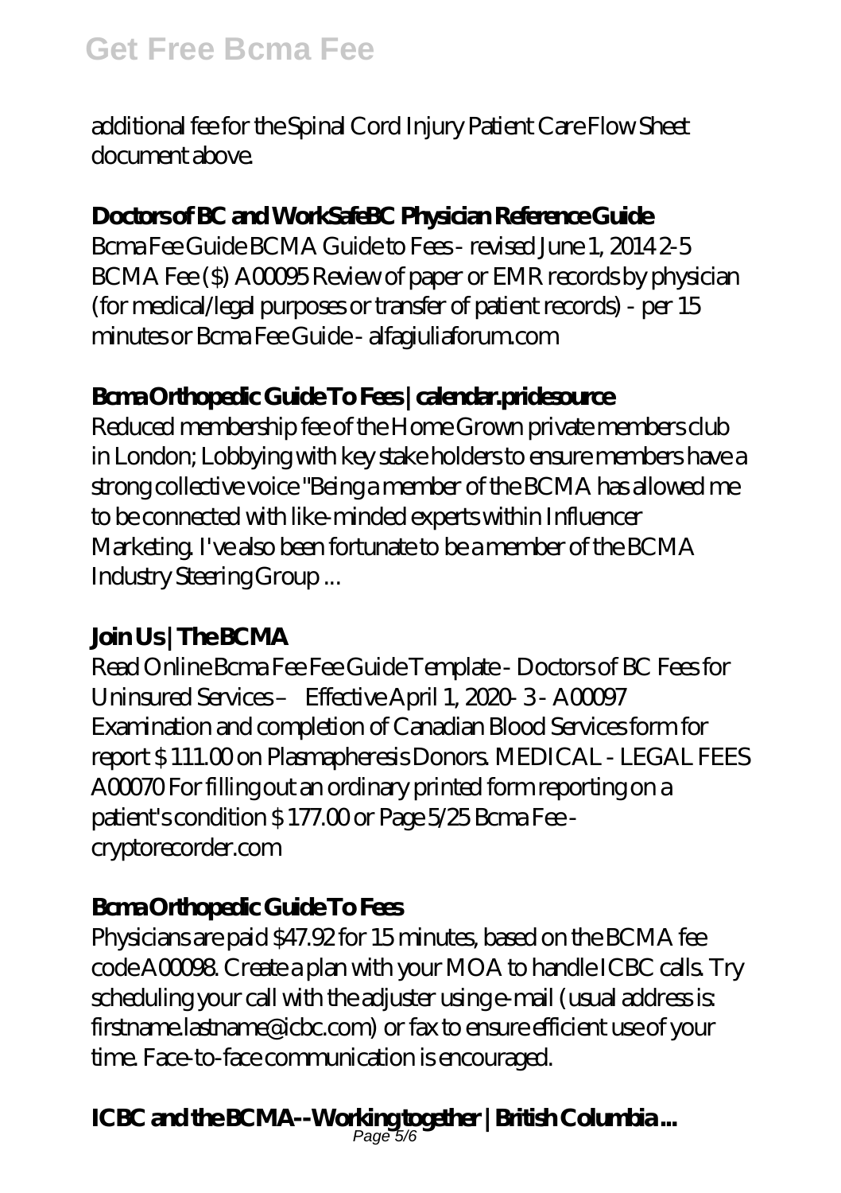additional fee for the Spinal Cord Injury Patient Care Flow Sheet document above.

### Doctors of BC and WorkSafeBC Physician Reference Guide

Bcma Fee Guide BCMA Guide to Fees - revised June 1, 2014 2-5 BCMA Fee ($) A00095 Review of paper or EMR records by physician (for medical/legal purposes or transfer of patient records) - per 15 minutes or Bcma Fee Guide - alfagiuliaforum.com

### Bcma Orthopedic Guide To Fees | calendar.pridesource

Reduced membership fee of the Home Grown private members club in London; Lobbying with key stake holders to ensure members have a strong collective voice "Being a member of the BCMA has allowed me to be connected with like-minded experts within Influencer Marketing. I've also been fortunate to be a member of the BCMA Industry Steering Group ...

### Join Us | The BCMA

Read Online Bcma Fee Fee Guide Template - Doctors of BC Fees for Uninsured Services – Effective April 1, 2020- 3 - A00097 Examination and completion of Canadian Blood Services form for report $ 111.00 on Plasmapheresis Donors. MEDICAL - LEGAL FEES A00070 For filling out an ordinary printed form reporting on a patient's condition $ 177.00 or Page 5/25 Bcma Fee - cryptorecorder.com

### Bcma Orthopedic Guide To Fees

Physicians are paid $47.92 for 15 minutes, based on the BCMA fee code A00098. Create a plan with your MOA to handle ICBC calls. Try scheduling your call with the adjuster using e-mail (usual address is: firstname.lastname@icbc.com) or fax to ensure efficient use of your time. Face-to-face communication is encouraged.

### ICBC and the BCMA--Working together | British Columbia ...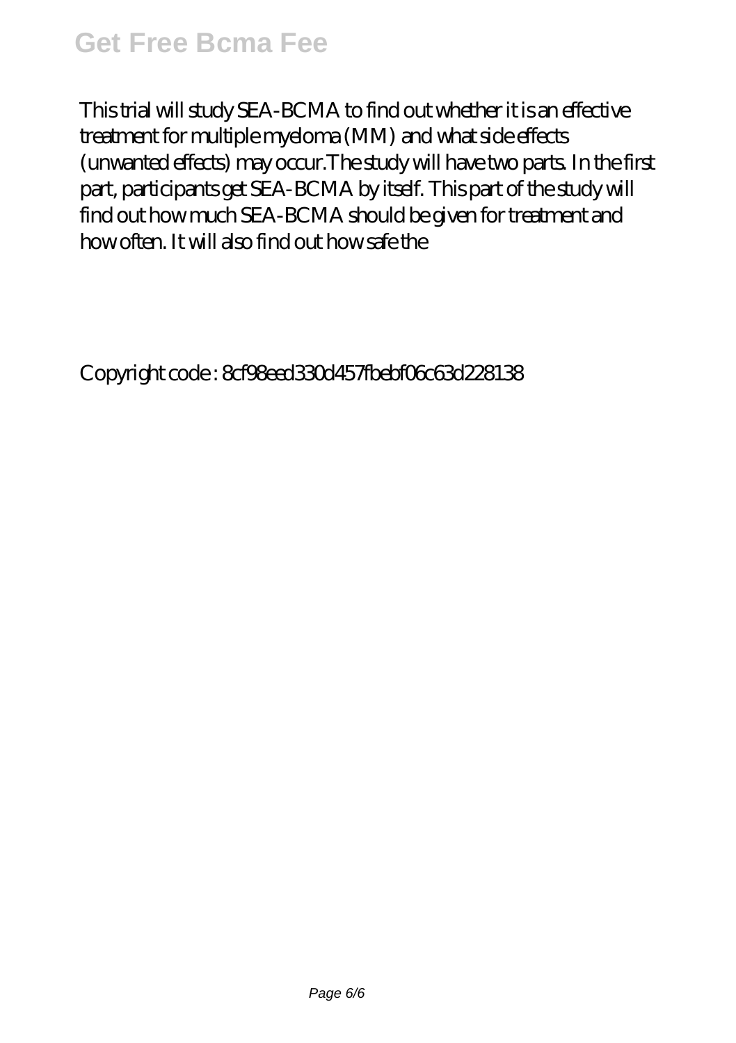This trial will study SEA-BCMA to find out whether it is an effective treatment for multiple myeloma (MM) and what side effects (unwanted effects) may occur.The study will have two parts. In the first part, participants get SEA-BCMA by itself. This part of the study will find out how much SEA-BCMA should be given for treatment and how often. It will also find out how safe the

Copyright code : 8cf98eed330d457fbebf06c63d228138